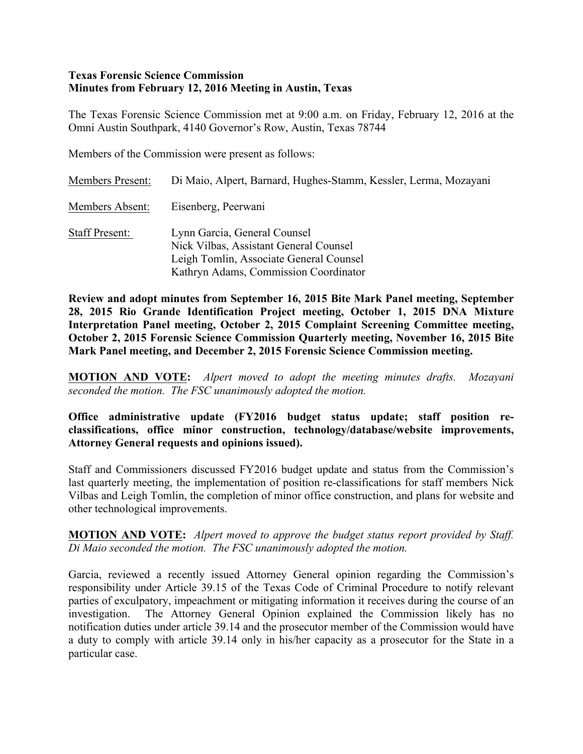**Texas Forensic Science Commission**
**Minutes from February 12, 2016 Meeting in Austin, Texas**

The Texas Forensic Science Commission met at 9:00 a.m. on Friday, February 12, 2016 at the Omni Austin Southpark, 4140 Governor's Row, Austin, Texas 78744

Members of the Commission were present as follows:

| | |
|---|---|
| Members Present: | Di Maio, Alpert, Barnard, Hughes-Stamm, Kessler, Lerma, Mozayani |
| Members Absent: | Eisenberg, Peerwani |
| Staff Present: | Lynn Garcia, General Counsel<br>Nick Vilbas, Assistant General Counsel<br>Leigh Tomlin, Associate General Counsel<br>Kathryn Adams, Commission Coordinator |

**Review and adopt minutes from September 16, 2015 Bite Mark Panel meeting, September 28, 2015 Rio Grande Identification Project meeting, October 1, 2015 DNA Mixture Interpretation Panel meeting, October 2, 2015 Complaint Screening Committee meeting, October 2, 2015 Forensic Science Commission Quarterly meeting, November 16, 2015 Bite Mark Panel meeting, and December 2, 2015 Forensic Science Commission meeting.**

**MOTION AND VOTE:** *Alpert moved to adopt the meeting minutes drafts. Mozayani seconded the motion. The FSC unanimously adopted the motion.*

**Office administrative update (FY2016 budget status update; staff position re-classifications, office minor construction, technology/database/website improvements, Attorney General requests and opinions issued).**

Staff and Commissioners discussed FY2016 budget update and status from the Commission's last quarterly meeting, the implementation of position re-classifications for staff members Nick Vilbas and Leigh Tomlin, the completion of minor office construction, and plans for website and other technological improvements.

**MOTION AND VOTE:** *Alpert moved to approve the budget status report provided by Staff. Di Maio seconded the motion. The FSC unanimously adopted the motion.*

Garcia, reviewed a recently issued Attorney General opinion regarding the Commission's responsibility under Article 39.15 of the Texas Code of Criminal Procedure to notify relevant parties of exculpatory, impeachment or mitigating information it receives during the course of an investigation. The Attorney General Opinion explained the Commission likely has no notification duties under article 39.14 and the prosecutor member of the Commission would have a duty to comply with article 39.14 only in his/her capacity as a prosecutor for the State in a particular case.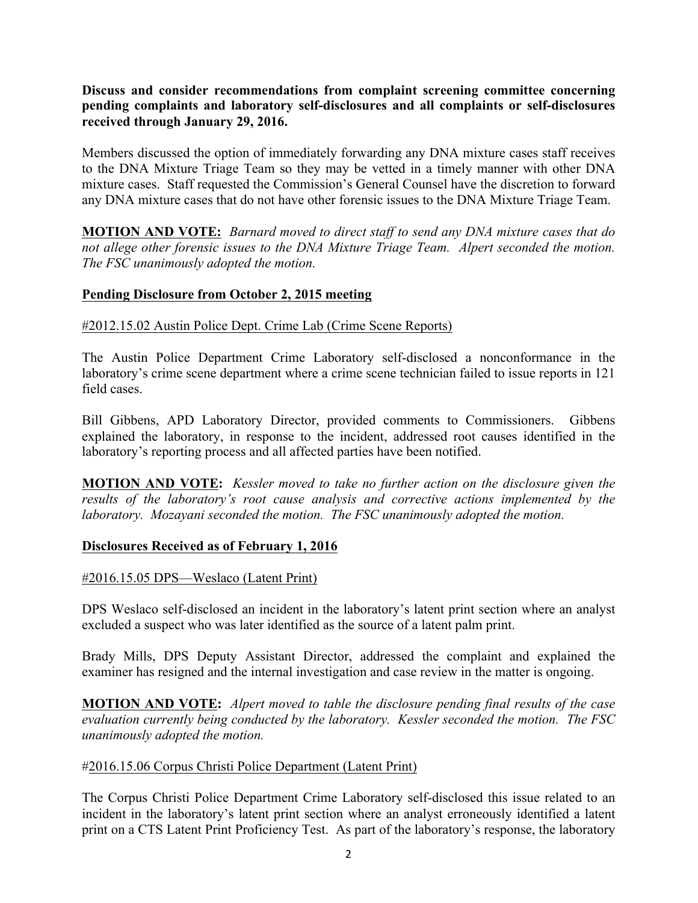**Discuss and consider recommendations from complaint screening committee concerning pending complaints and laboratory self-disclosures and all complaints or self-disclosures received through January 29, 2016.**

Members discussed the option of immediately forwarding any DNA mixture cases staff receives to the DNA Mixture Triage Team so they may be vetted in a timely manner with other DNA mixture cases. Staff requested the Commission's General Counsel have the discretion to forward any DNA mixture cases that do not have other forensic issues to the DNA Mixture Triage Team.

**MOTION AND VOTE:** *Barnard moved to direct staff to send any DNA mixture cases that do not allege other forensic issues to the DNA Mixture Triage Team. Alpert seconded the motion. The FSC unanimously adopted the motion.*

**Pending Disclosure from October 2, 2015 meeting**

#2012.15.02 Austin Police Dept. Crime Lab (Crime Scene Reports)

The Austin Police Department Crime Laboratory self-disclosed a nonconformance in the laboratory's crime scene department where a crime scene technician failed to issue reports in 121 field cases.

Bill Gibbens, APD Laboratory Director, provided comments to Commissioners. Gibbens explained the laboratory, in response to the incident, addressed root causes identified in the laboratory's reporting process and all affected parties have been notified.

**MOTION AND VOTE:** *Kessler moved to take no further action on the disclosure given the results of the laboratory's root cause analysis and corrective actions implemented by the laboratory. Mozayani seconded the motion. The FSC unanimously adopted the motion.*

**Disclosures Received as of February 1, 2016**

#2016.15.05 DPS—Weslaco (Latent Print)

DPS Weslaco self-disclosed an incident in the laboratory's latent print section where an analyst excluded a suspect who was later identified as the source of a latent palm print.

Brady Mills, DPS Deputy Assistant Director, addressed the complaint and explained the examiner has resigned and the internal investigation and case review in the matter is ongoing.

**MOTION AND VOTE:** *Alpert moved to table the disclosure pending final results of the case evaluation currently being conducted by the laboratory. Kessler seconded the motion. The FSC unanimously adopted the motion.*

#2016.15.06 Corpus Christi Police Department (Latent Print)

The Corpus Christi Police Department Crime Laboratory self-disclosed this issue related to an incident in the laboratory's latent print section where an analyst erroneously identified a latent print on a CTS Latent Print Proficiency Test. As part of the laboratory's response, the laboratory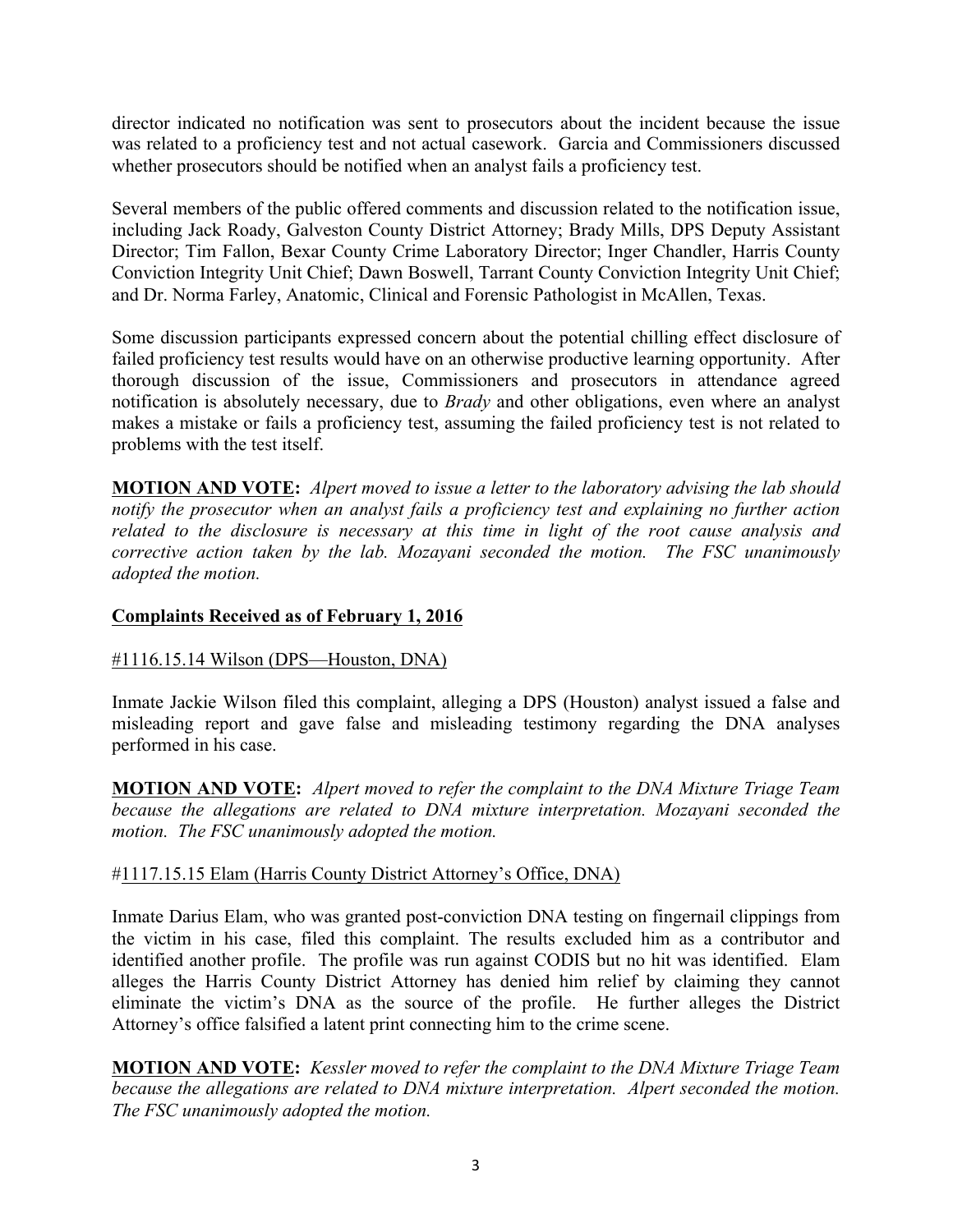director indicated no notification was sent to prosecutors about the incident because the issue was related to a proficiency test and not actual casework. Garcia and Commissioners discussed whether prosecutors should be notified when an analyst fails a proficiency test.

Several members of the public offered comments and discussion related to the notification issue, including Jack Roady, Galveston County District Attorney; Brady Mills, DPS Deputy Assistant Director; Tim Fallon, Bexar County Crime Laboratory Director; Inger Chandler, Harris County Conviction Integrity Unit Chief; Dawn Boswell, Tarrant County Conviction Integrity Unit Chief; and Dr. Norma Farley, Anatomic, Clinical and Forensic Pathologist in McAllen, Texas.

Some discussion participants expressed concern about the potential chilling effect disclosure of failed proficiency test results would have on an otherwise productive learning opportunity. After thorough discussion of the issue, Commissioners and prosecutors in attendance agreed notification is absolutely necessary, due to *Brady* and other obligations, even where an analyst makes a mistake or fails a proficiency test, assuming the failed proficiency test is not related to problems with the test itself.

**MOTION AND VOTE:** *Alpert moved to issue a letter to the laboratory advising the lab should notify the prosecutor when an analyst fails a proficiency test and explaining no further action related to the disclosure is necessary at this time in light of the root cause analysis and corrective action taken by the lab. Mozayani seconded the motion. The FSC unanimously adopted the motion.*

## Complaints Received as of February 1, 2016

### #1116.15.14 Wilson (DPS—Houston, DNA)

Inmate Jackie Wilson filed this complaint, alleging a DPS (Houston) analyst issued a false and misleading report and gave false and misleading testimony regarding the DNA analyses performed in his case.

**MOTION AND VOTE:** *Alpert moved to refer the complaint to the DNA Mixture Triage Team because the allegations are related to DNA mixture interpretation. Mozayani seconded the motion. The FSC unanimously adopted the motion.*

### #1117.15.15 Elam (Harris County District Attorney's Office, DNA)

Inmate Darius Elam, who was granted post-conviction DNA testing on fingernail clippings from the victim in his case, filed this complaint. The results excluded him as a contributor and identified another profile. The profile was run against CODIS but no hit was identified. Elam alleges the Harris County District Attorney has denied him relief by claiming they cannot eliminate the victim's DNA as the source of the profile. He further alleges the District Attorney's office falsified a latent print connecting him to the crime scene.

**MOTION AND VOTE:** *Kessler moved to refer the complaint to the DNA Mixture Triage Team because the allegations are related to DNA mixture interpretation. Alpert seconded the motion. The FSC unanimously adopted the motion.*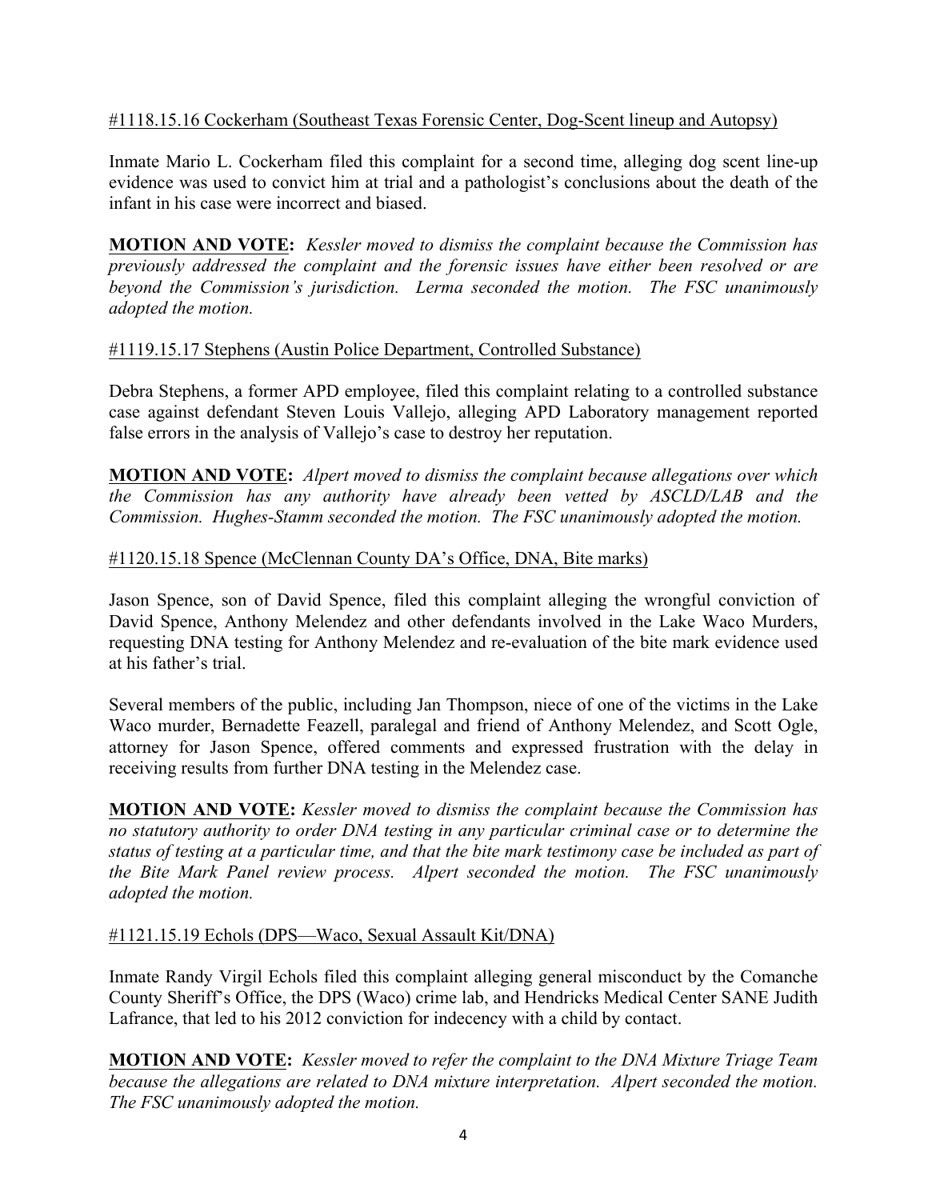#1118.15.16 Cockerham (Southeast Texas Forensic Center, Dog-Scent lineup and Autopsy)

Inmate Mario L. Cockerham filed this complaint for a second time, alleging dog scent line-up evidence was used to convict him at trial and a pathologist's conclusions about the death of the infant in his case were incorrect and biased.

**MOTION AND VOTE:** *Kessler moved to dismiss the complaint because the Commission has previously addressed the complaint and the forensic issues have either been resolved or are beyond the Commission's jurisdiction. Lerma seconded the motion. The FSC unanimously adopted the motion.*

#1119.15.17 Stephens (Austin Police Department, Controlled Substance)

Debra Stephens, a former APD employee, filed this complaint relating to a controlled substance case against defendant Steven Louis Vallejo, alleging APD Laboratory management reported false errors in the analysis of Vallejo's case to destroy her reputation.

**MOTION AND VOTE:** *Alpert moved to dismiss the complaint because allegations over which the Commission has any authority have already been vetted by ASCLD/LAB and the Commission. Hughes-Stamm seconded the motion. The FSC unanimously adopted the motion.*

#1120.15.18 Spence (McClennan County DA's Office, DNA, Bite marks)

Jason Spence, son of David Spence, filed this complaint alleging the wrongful conviction of David Spence, Anthony Melendez and other defendants involved in the Lake Waco Murders, requesting DNA testing for Anthony Melendez and re-evaluation of the bite mark evidence used at his father's trial.

Several members of the public, including Jan Thompson, niece of one of the victims in the Lake Waco murder, Bernadette Feazell, paralegal and friend of Anthony Melendez, and Scott Ogle, attorney for Jason Spence, offered comments and expressed frustration with the delay in receiving results from further DNA testing in the Melendez case.

**MOTION AND VOTE:** *Kessler moved to dismiss the complaint because the Commission has no statutory authority to order DNA testing in any particular criminal case or to determine the status of testing at a particular time, and that the bite mark testimony case be included as part of the Bite Mark Panel review process. Alpert seconded the motion. The FSC unanimously adopted the motion.*

#1121.15.19 Echols (DPS—Waco, Sexual Assault Kit/DNA)

Inmate Randy Virgil Echols filed this complaint alleging general misconduct by the Comanche County Sheriff's Office, the DPS (Waco) crime lab, and Hendricks Medical Center SANE Judith Lafrance, that led to his 2012 conviction for indecency with a child by contact.

**MOTION AND VOTE:** *Kessler moved to refer the complaint to the DNA Mixture Triage Team because the allegations are related to DNA mixture interpretation. Alpert seconded the motion. The FSC unanimously adopted the motion.*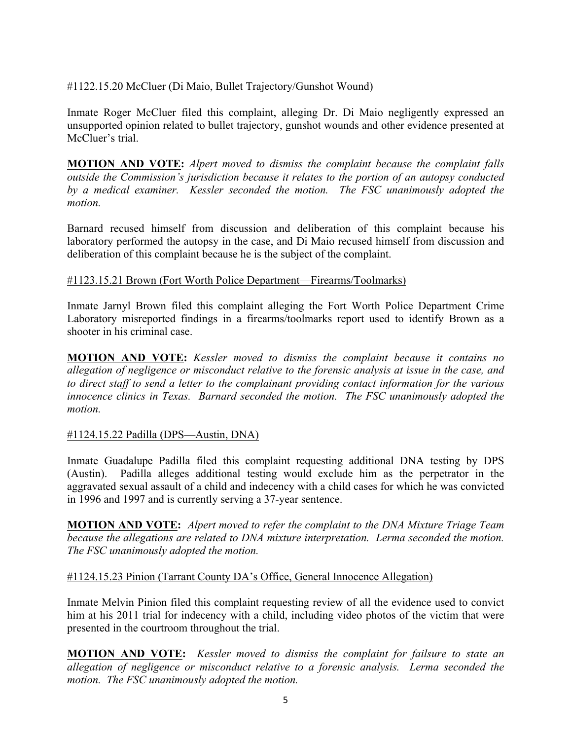<u>#1122.15.20 McCluer (Di Maio, Bullet Trajectory/Gunshot Wound)</u>

Inmate Roger McCluer filed this complaint, alleging Dr. Di Maio negligently expressed an unsupported opinion related to bullet trajectory, gunshot wounds and other evidence presented at McCluer's trial.

**MOTION AND VOTE:** *Alpert moved to dismiss the complaint because the complaint falls outside the Commission's jurisdiction because it relates to the portion of an autopsy conducted by a medical examiner. Kessler seconded the motion. The FSC unanimously adopted the motion.*

Barnard recused himself from discussion and deliberation of this complaint because his laboratory performed the autopsy in the case, and Di Maio recused himself from discussion and deliberation of this complaint because he is the subject of the complaint.

<u>#1123.15.21 Brown (Fort Worth Police Department—Firearms/Toolmarks)</u>

Inmate Jarnyl Brown filed this complaint alleging the Fort Worth Police Department Crime Laboratory misreported findings in a firearms/toolmarks report used to identify Brown as a shooter in his criminal case.

**MOTION AND VOTE:** *Kessler moved to dismiss the complaint because it contains no allegation of negligence or misconduct relative to the forensic analysis at issue in the case, and to direct staff to send a letter to the complainant providing contact information for the various innocence clinics in Texas. Barnard seconded the motion. The FSC unanimously adopted the motion.*

<u>#1124.15.22 Padilla (DPS—Austin, DNA)</u>

Inmate Guadalupe Padilla filed this complaint requesting additional DNA testing by DPS (Austin). Padilla alleges additional testing would exclude him as the perpetrator in the aggravated sexual assault of a child and indecency with a child cases for which he was convicted in 1996 and 1997 and is currently serving a 37-year sentence.

**MOTION AND VOTE:** *Alpert moved to refer the complaint to the DNA Mixture Triage Team because the allegations are related to DNA mixture interpretation. Lerma seconded the motion. The FSC unanimously adopted the motion.*

<u>#1124.15.23 Pinion (Tarrant County DA's Office, General Innocence Allegation)</u>

Inmate Melvin Pinion filed this complaint requesting review of all the evidence used to convict him at his 2011 trial for indecency with a child, including video photos of the victim that were presented in the courtroom throughout the trial.

**MOTION AND VOTE:** *Kessler moved to dismiss the complaint for failsure to state an allegation of negligence or misconduct relative to a forensic analysis. Lerma seconded the motion. The FSC unanimously adopted the motion.*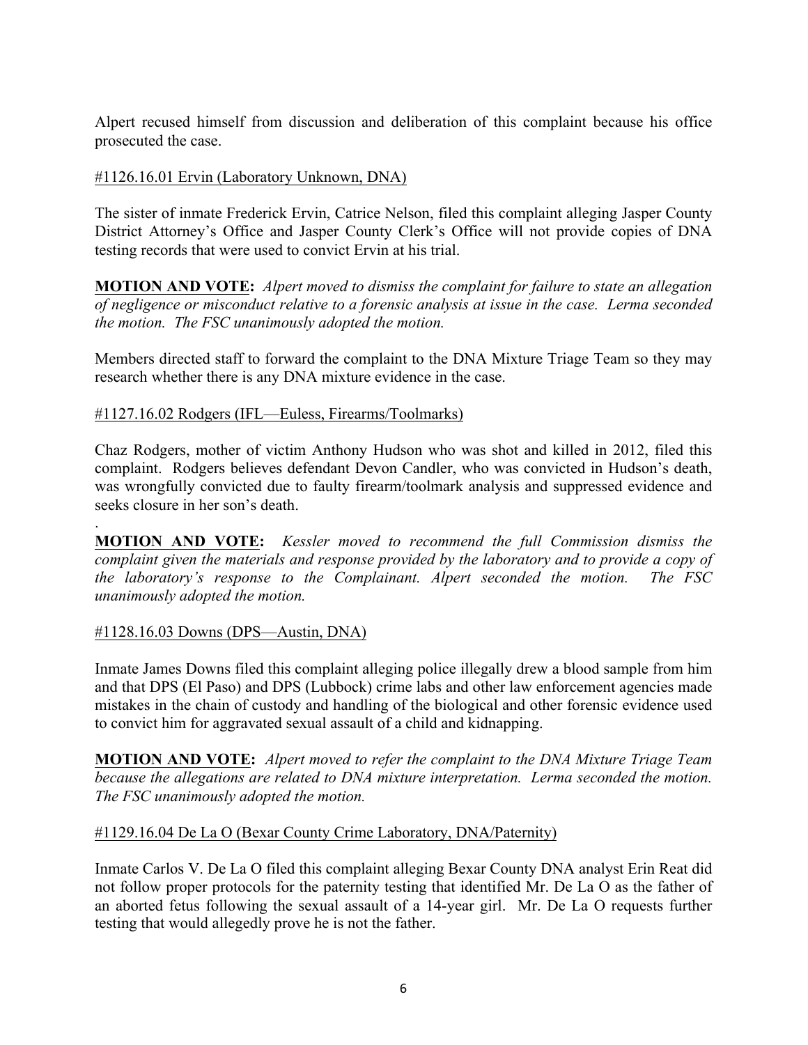Alpert recused himself from discussion and deliberation of this complaint because his office prosecuted the case.

#1126.16.01 Ervin (Laboratory Unknown, DNA)

The sister of inmate Frederick Ervin, Catrice Nelson, filed this complaint alleging Jasper County District Attorney's Office and Jasper County Clerk's Office will not provide copies of DNA testing records that were used to convict Ervin at his trial.

**MOTION AND VOTE:** *Alpert moved to dismiss the complaint for failure to state an allegation of negligence or misconduct relative to a forensic analysis at issue in the case. Lerma seconded the motion. The FSC unanimously adopted the motion.*

Members directed staff to forward the complaint to the DNA Mixture Triage Team so they may research whether there is any DNA mixture evidence in the case.

#1127.16.02 Rodgers (IFL—Euless, Firearms/Toolmarks)

Chaz Rodgers, mother of victim Anthony Hudson who was shot and killed in 2012, filed this complaint. Rodgers believes defendant Devon Candler, who was convicted in Hudson's death, was wrongfully convicted due to faulty firearm/toolmark analysis and suppressed evidence and seeks closure in her son's death.

.

**MOTION AND VOTE:** *Kessler moved to recommend the full Commission dismiss the complaint given the materials and response provided by the laboratory and to provide a copy of the laboratory's response to the Complainant. Alpert seconded the motion. The FSC unanimously adopted the motion.*

#1128.16.03 Downs (DPS—Austin, DNA)

Inmate James Downs filed this complaint alleging police illegally drew a blood sample from him and that DPS (El Paso) and DPS (Lubbock) crime labs and other law enforcement agencies made mistakes in the chain of custody and handling of the biological and other forensic evidence used to convict him for aggravated sexual assault of a child and kidnapping.

**MOTION AND VOTE:** *Alpert moved to refer the complaint to the DNA Mixture Triage Team because the allegations are related to DNA mixture interpretation. Lerma seconded the motion. The FSC unanimously adopted the motion.*

#1129.16.04 De La O (Bexar County Crime Laboratory, DNA/Paternity)

Inmate Carlos V. De La O filed this complaint alleging Bexar County DNA analyst Erin Reat did not follow proper protocols for the paternity testing that identified Mr. De La O as the father of an aborted fetus following the sexual assault of a 14-year girl. Mr. De La O requests further testing that would allegedly prove he is not the father.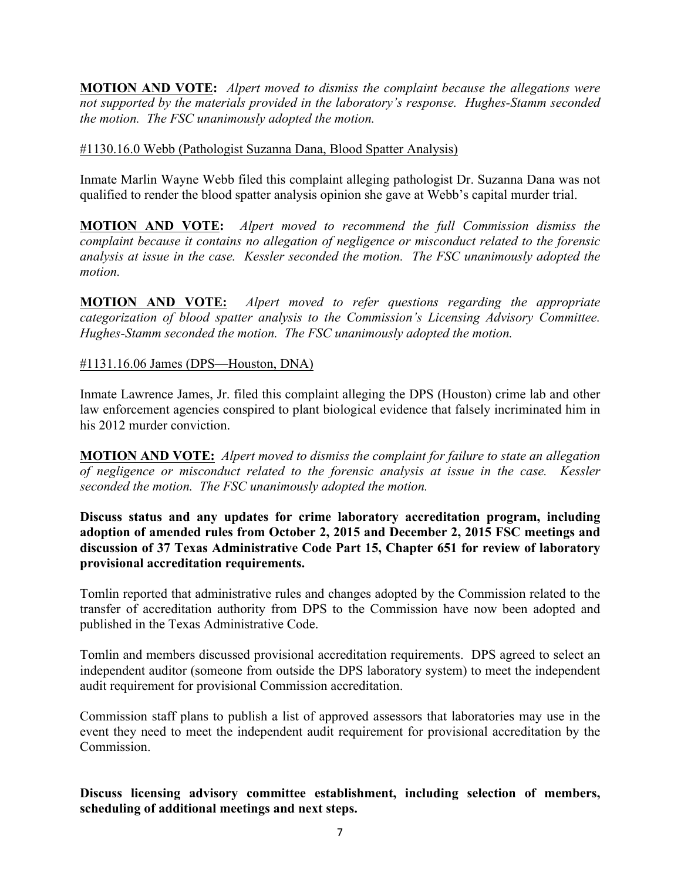**MOTION AND VOTE:** *Alpert moved to dismiss the complaint because the allegations were not supported by the materials provided in the laboratory's response. Hughes-Stamm seconded the motion. The FSC unanimously adopted the motion.*

#1130.16.0 Webb (Pathologist Suzanna Dana, Blood Spatter Analysis)

Inmate Marlin Wayne Webb filed this complaint alleging pathologist Dr. Suzanna Dana was not qualified to render the blood spatter analysis opinion she gave at Webb's capital murder trial.

**MOTION AND VOTE:** *Alpert moved to recommend the full Commission dismiss the complaint because it contains no allegation of negligence or misconduct related to the forensic analysis at issue in the case. Kessler seconded the motion. The FSC unanimously adopted the motion.*

**MOTION AND VOTE:** *Alpert moved to refer questions regarding the appropriate categorization of blood spatter analysis to the Commission's Licensing Advisory Committee. Hughes-Stamm seconded the motion. The FSC unanimously adopted the motion.*

#1131.16.06 James (DPS—Houston, DNA)

Inmate Lawrence James, Jr. filed this complaint alleging the DPS (Houston) crime lab and other law enforcement agencies conspired to plant biological evidence that falsely incriminated him in his 2012 murder conviction.

**MOTION AND VOTE:** *Alpert moved to dismiss the complaint for failure to state an allegation of negligence or misconduct related to the forensic analysis at issue in the case. Kessler seconded the motion. The FSC unanimously adopted the motion.*

**Discuss status and any updates for crime laboratory accreditation program, including adoption of amended rules from October 2, 2015 and December 2, 2015 FSC meetings and discussion of 37 Texas Administrative Code Part 15, Chapter 651 for review of laboratory provisional accreditation requirements.**

Tomlin reported that administrative rules and changes adopted by the Commission related to the transfer of accreditation authority from DPS to the Commission have now been adopted and published in the Texas Administrative Code.

Tomlin and members discussed provisional accreditation requirements. DPS agreed to select an independent auditor (someone from outside the DPS laboratory system) to meet the independent audit requirement for provisional Commission accreditation.

Commission staff plans to publish a list of approved assessors that laboratories may use in the event they need to meet the independent audit requirement for provisional accreditation by the Commission.

**Discuss licensing advisory committee establishment, including selection of members, scheduling of additional meetings and next steps.**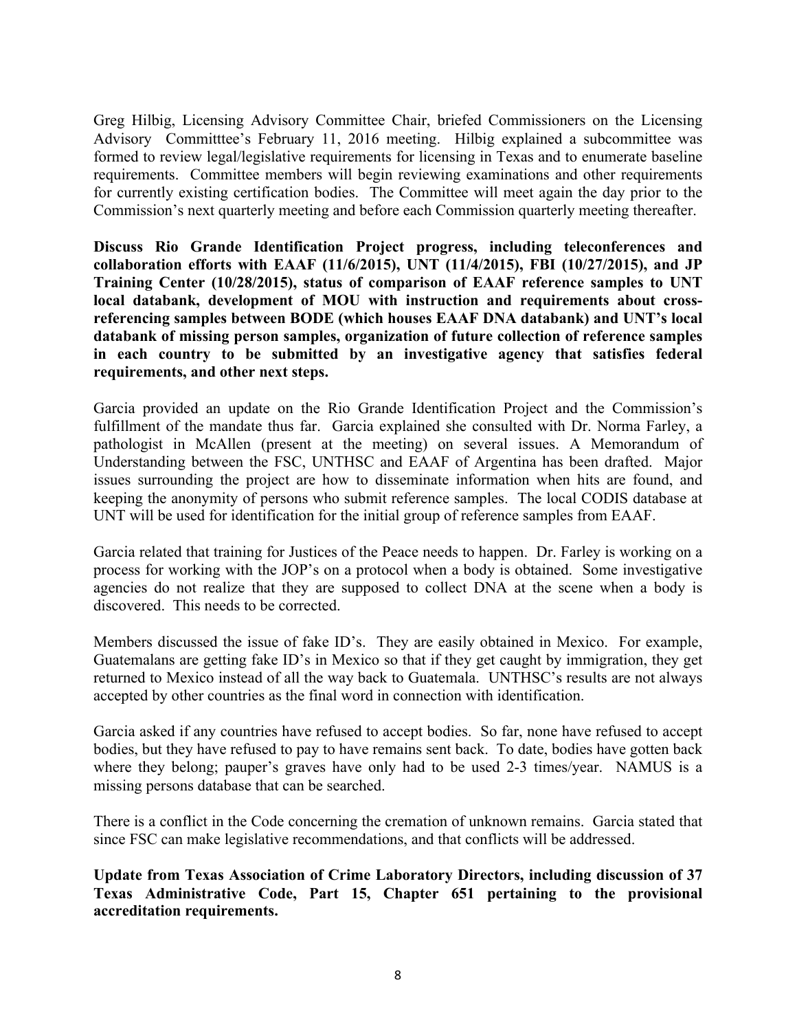Greg Hilbig, Licensing Advisory Committee Chair, briefed Commissioners on the Licensing Advisory Committtee's February 11, 2016 meeting. Hilbig explained a subcommittee was formed to review legal/legislative requirements for licensing in Texas and to enumerate baseline requirements. Committee members will begin reviewing examinations and other requirements for currently existing certification bodies. The Committee will meet again the day prior to the Commission's next quarterly meeting and before each Commission quarterly meeting thereafter.

**Discuss Rio Grande Identification Project progress, including teleconferences and collaboration efforts with EAAF (11/6/2015), UNT (11/4/2015), FBI (10/27/2015), and JP Training Center (10/28/2015), status of comparison of EAAF reference samples to UNT local databank, development of MOU with instruction and requirements about cross-referencing samples between BODE (which houses EAAF DNA databank) and UNT's local databank of missing person samples, organization of future collection of reference samples in each country to be submitted by an investigative agency that satisfies federal requirements, and other next steps.**

Garcia provided an update on the Rio Grande Identification Project and the Commission's fulfillment of the mandate thus far. Garcia explained she consulted with Dr. Norma Farley, a pathologist in McAllen (present at the meeting) on several issues. A Memorandum of Understanding between the FSC, UNTHSC and EAAF of Argentina has been drafted. Major issues surrounding the project are how to disseminate information when hits are found, and keeping the anonymity of persons who submit reference samples. The local CODIS database at UNT will be used for identification for the initial group of reference samples from EAAF.

Garcia related that training for Justices of the Peace needs to happen. Dr. Farley is working on a process for working with the JOP's on a protocol when a body is obtained. Some investigative agencies do not realize that they are supposed to collect DNA at the scene when a body is discovered. This needs to be corrected.

Members discussed the issue of fake ID's. They are easily obtained in Mexico. For example, Guatemalans are getting fake ID's in Mexico so that if they get caught by immigration, they get returned to Mexico instead of all the way back to Guatemala. UNTHSC's results are not always accepted by other countries as the final word in connection with identification.

Garcia asked if any countries have refused to accept bodies. So far, none have refused to accept bodies, but they have refused to pay to have remains sent back. To date, bodies have gotten back where they belong; pauper's graves have only had to be used 2-3 times/year. NAMUS is a missing persons database that can be searched.

There is a conflict in the Code concerning the cremation of unknown remains. Garcia stated that since FSC can make legislative recommendations, and that conflicts will be addressed.

**Update from Texas Association of Crime Laboratory Directors, including discussion of 37 Texas Administrative Code, Part 15, Chapter 651 pertaining to the provisional accreditation requirements.**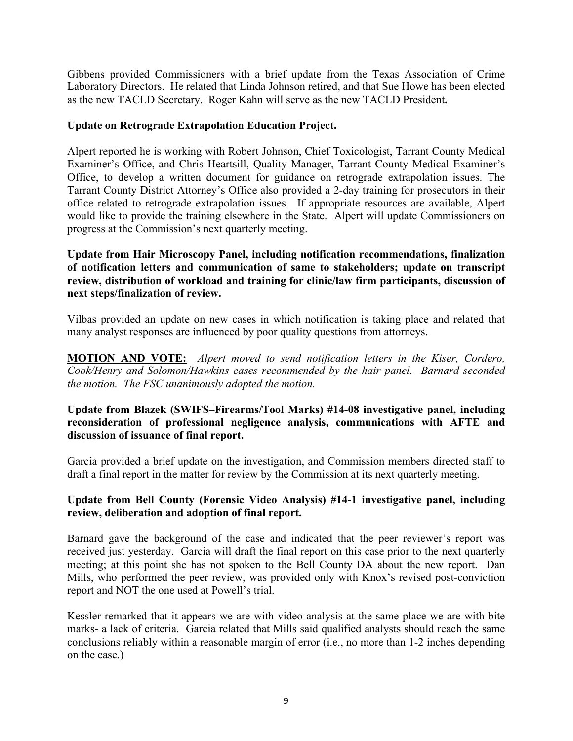Gibbens provided Commissioners with a brief update from the Texas Association of Crime Laboratory Directors. He related that Linda Johnson retired, and that Sue Howe has been elected as the new TACLD Secretary. Roger Kahn will serve as the new TACLD President**.**

**Update on Retrograde Extrapolation Education Project.**

Alpert reported he is working with Robert Johnson, Chief Toxicologist, Tarrant County Medical Examiner's Office, and Chris Heartsill, Quality Manager, Tarrant County Medical Examiner's Office, to develop a written document for guidance on retrograde extrapolation issues. The Tarrant County District Attorney's Office also provided a 2-day training for prosecutors in their office related to retrograde extrapolation issues. If appropriate resources are available, Alpert would like to provide the training elsewhere in the State. Alpert will update Commissioners on progress at the Commission's next quarterly meeting.

**Update from Hair Microscopy Panel, including notification recommendations, finalization of notification letters and communication of same to stakeholders; update on transcript review, distribution of workload and training for clinic/law firm participants, discussion of next steps/finalization of review.**

Vilbas provided an update on new cases in which notification is taking place and related that many analyst responses are influenced by poor quality questions from attorneys.

**MOTION AND VOTE:** *Alpert moved to send notification letters in the Kiser, Cordero, Cook/Henry and Solomon/Hawkins cases recommended by the hair panel. Barnard seconded the motion. The FSC unanimously adopted the motion.*

**Update from Blazek (SWIFS–Firearms/Tool Marks) #14-08 investigative panel, including reconsideration of professional negligence analysis, communications with AFTE and discussion of issuance of final report.**

Garcia provided a brief update on the investigation, and Commission members directed staff to draft a final report in the matter for review by the Commission at its next quarterly meeting.

**Update from Bell County (Forensic Video Analysis) #14-1 investigative panel, including review, deliberation and adoption of final report.**

Barnard gave the background of the case and indicated that the peer reviewer's report was received just yesterday. Garcia will draft the final report on this case prior to the next quarterly meeting; at this point she has not spoken to the Bell County DA about the new report. Dan Mills, who performed the peer review, was provided only with Knox's revised post-conviction report and NOT the one used at Powell's trial.

Kessler remarked that it appears we are with video analysis at the same place we are with bite marks- a lack of criteria. Garcia related that Mills said qualified analysts should reach the same conclusions reliably within a reasonable margin of error (i.e., no more than 1-2 inches depending on the case.)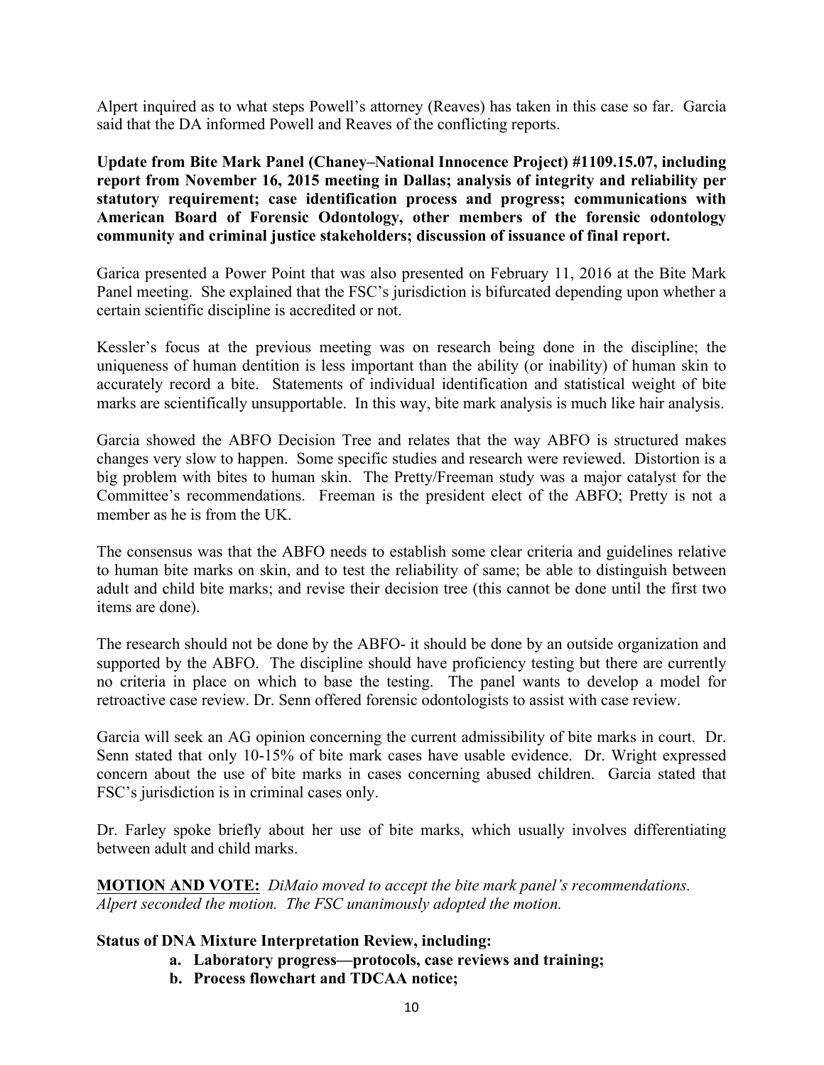Alpert inquired as to what steps Powell's attorney (Reaves) has taken in this case so far. Garcia said that the DA informed Powell and Reaves of the conflicting reports.

**Update from Bite Mark Panel (Chaney–National Innocence Project) #1109.15.07, including report from November 16, 2015 meeting in Dallas; analysis of integrity and reliability per statutory requirement; case identification process and progress; communications with American Board of Forensic Odontology, other members of the forensic odontology community and criminal justice stakeholders; discussion of issuance of final report.**

Garica presented a Power Point that was also presented on February 11, 2016 at the Bite Mark Panel meeting. She explained that the FSC's jurisdiction is bifurcated depending upon whether a certain scientific discipline is accredited or not.

Kessler's focus at the previous meeting was on research being done in the discipline; the uniqueness of human dentition is less important than the ability (or inability) of human skin to accurately record a bite. Statements of individual identification and statistical weight of bite marks are scientifically unsupportable. In this way, bite mark analysis is much like hair analysis.

Garcia showed the ABFO Decision Tree and relates that the way ABFO is structured makes changes very slow to happen. Some specific studies and research were reviewed. Distortion is a big problem with bites to human skin. The Pretty/Freeman study was a major catalyst for the Committee's recommendations. Freeman is the president elect of the ABFO; Pretty is not a member as he is from the UK.

The consensus was that the ABFO needs to establish some clear criteria and guidelines relative to human bite marks on skin, and to test the reliability of same; be able to distinguish between adult and child bite marks; and revise their decision tree (this cannot be done until the first two items are done).

The research should not be done by the ABFO- it should be done by an outside organization and supported by the ABFO. The discipline should have proficiency testing but there are currently no criteria in place on which to base the testing. The panel wants to develop a model for retroactive case review. Dr. Senn offered forensic odontologists to assist with case review.

Garcia will seek an AG opinion concerning the current admissibility of bite marks in court. Dr. Senn stated that only 10-15% of bite mark cases have usable evidence. Dr. Wright expressed concern about the use of bite marks in cases concerning abused children. Garcia stated that FSC's jurisdiction is in criminal cases only.

Dr. Farley spoke briefly about her use of bite marks, which usually involves differentiating between adult and child marks.

**MOTION AND VOTE:** *DiMaio moved to accept the bite mark panel's recommendations. Alpert seconded the motion. The FSC unanimously adopted the motion.*

**Status of DNA Mixture Interpretation Review, including:**

- **a. Laboratory progress—protocols, case reviews and training;**
- **b. Process flowchart and TDCAA notice;**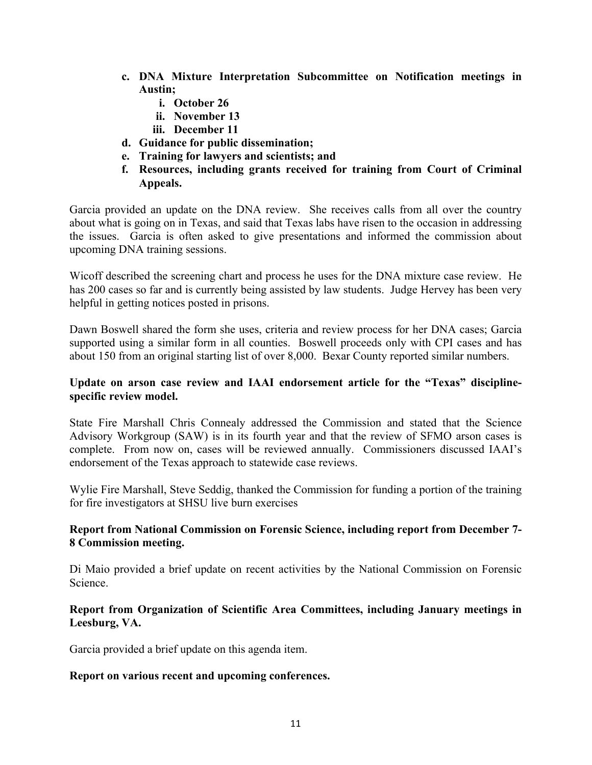- **c. DNA Mixture Interpretation Subcommittee on Notification meetings in Austin;**
     - **i. October 26**
     - **ii. November 13**
     - **iii. December 11**
   - **d. Guidance for public dissemination;**
   - **e. Training for lawyers and scientists; and**
   - **f. Resources, including grants received for training from Court of Criminal Appeals.**

Garcia provided an update on the DNA review. She receives calls from all over the country about what is going on in Texas, and said that Texas labs have risen to the occasion in addressing the issues. Garcia is often asked to give presentations and informed the commission about upcoming DNA training sessions.

Wicoff described the screening chart and process he uses for the DNA mixture case review. He has 200 cases so far and is currently being assisted by law students. Judge Hervey has been very helpful in getting notices posted in prisons.

Dawn Boswell shared the form she uses, criteria and review process for her DNA cases; Garcia supported using a similar form in all counties. Boswell proceeds only with CPI cases and has about 150 from an original starting list of over 8,000. Bexar County reported similar numbers.

**Update on arson case review and IAAI endorsement article for the "Texas" discipline-specific review model.**

State Fire Marshall Chris Connealy addressed the Commission and stated that the Science Advisory Workgroup (SAW) is in its fourth year and that the review of SFMO arson cases is complete. From now on, cases will be reviewed annually. Commissioners discussed IAAI's endorsement of the Texas approach to statewide case reviews.

Wylie Fire Marshall, Steve Seddig, thanked the Commission for funding a portion of the training for fire investigators at SHSU live burn exercises

**Report from National Commission on Forensic Science, including report from December 7-8 Commission meeting.**

Di Maio provided a brief update on recent activities by the National Commission on Forensic Science.

**Report from Organization of Scientific Area Committees, including January meetings in Leesburg, VA.**

Garcia provided a brief update on this agenda item.

**Report on various recent and upcoming conferences.**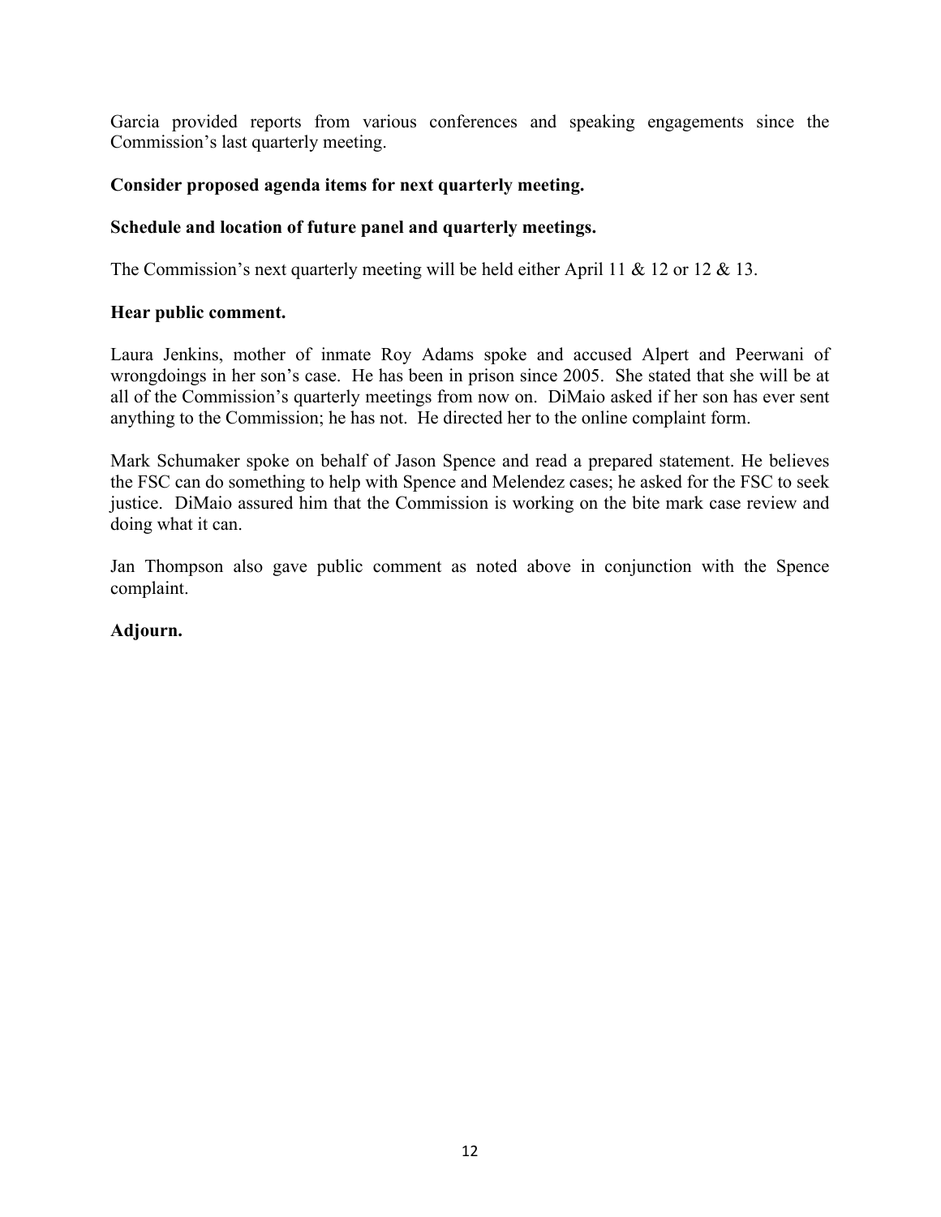Garcia provided reports from various conferences and speaking engagements since the Commission's last quarterly meeting.

**Consider proposed agenda items for next quarterly meeting.**

**Schedule and location of future panel and quarterly meetings.**

The Commission's next quarterly meeting will be held either April 11 & 12 or 12 & 13.

**Hear public comment.**

Laura Jenkins, mother of inmate Roy Adams spoke and accused Alpert and Peerwani of wrongdoings in her son's case. He has been in prison since 2005. She stated that she will be at all of the Commission's quarterly meetings from now on. DiMaio asked if her son has ever sent anything to the Commission; he has not. He directed her to the online complaint form.

Mark Schumaker spoke on behalf of Jason Spence and read a prepared statement. He believes the FSC can do something to help with Spence and Melendez cases; he asked for the FSC to seek justice. DiMaio assured him that the Commission is working on the bite mark case review and doing what it can.

Jan Thompson also gave public comment as noted above in conjunction with the Spence complaint.

**Adjourn.**